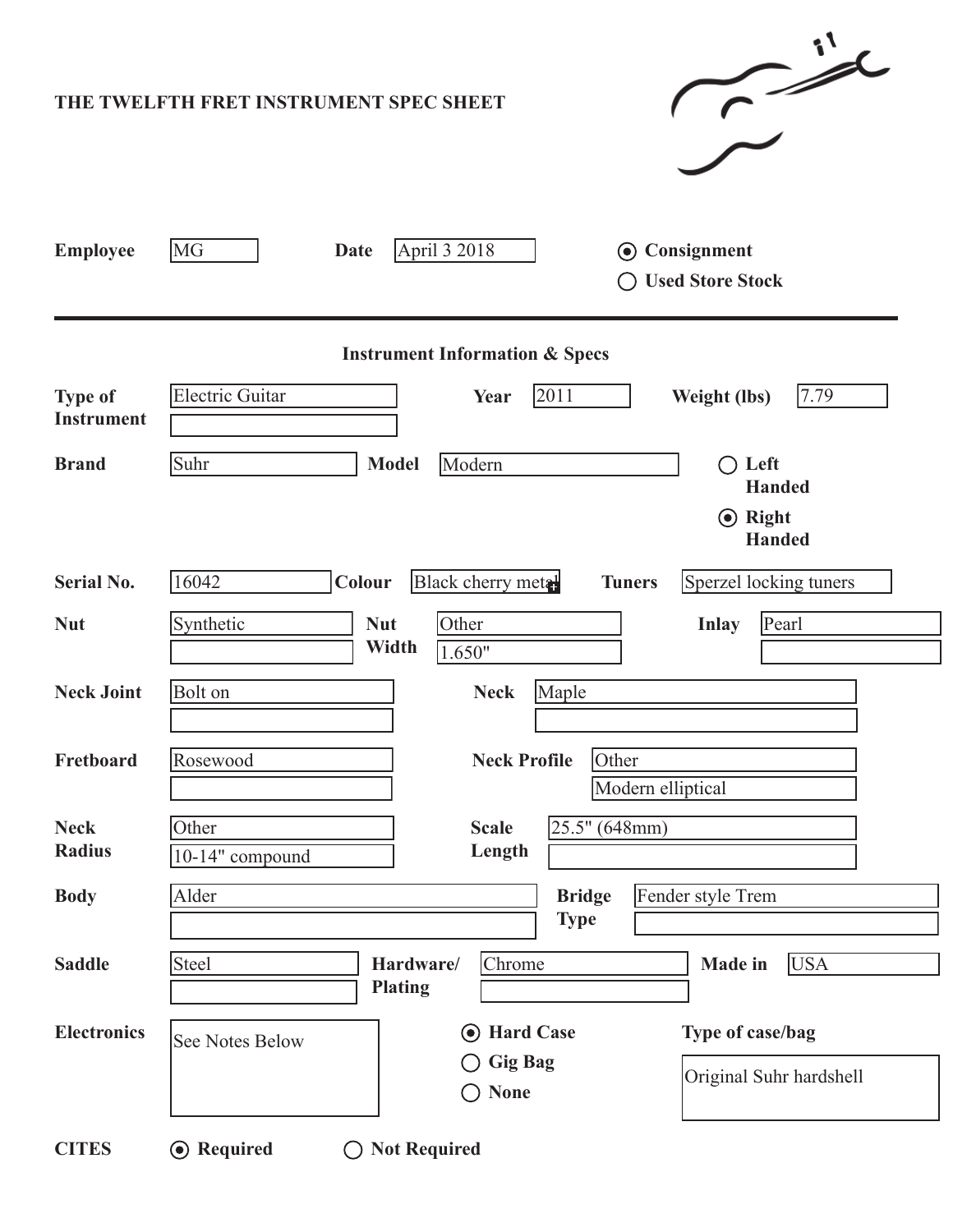# THE TWELFTH FRET INSTRUMENT SPEC SHEET

**Employee** MG **Date** April 3 2018

- (◉) **Consignment**
- ( ) **Used Store Stock**

---

## Instrument Information & Specs

| Field | Value | Field | Value | Field | Value |
|---|---|---|---|---|---|
| **Type of Instrument** | Electric Guitar | **Year** | 2011 | **Weight (lbs)** | 7.79 |
| **Brand** | Suhr | **Model** | Modern | **Handedness** | ( ) Left Handed / (◉) Right Handed |
| **Serial No.** | 16042 | **Colour** | Black cherry metal | **Tuners** | Sperzel locking tuners |
| **Nut** | Synthetic | **Nut Width** | Other / 1.650" | **Inlay** | Pearl |
| **Neck Joint** | Bolt on | **Neck** | Maple | | |
| **Fretboard** | Rosewood | **Neck Profile** | Other / Modern elliptical | | |
| **Neck Radius** | Other / 10-14" compound | **Scale Length** | 25.5" (648mm) | | |
| **Body** | Alder | **Bridge Type** | Fender style Trem | | |
| **Saddle** | Steel | **Hardware/ Plating** | Chrome | **Made in** | USA |
| **Electronics** | See Notes Below | **Case** | (◉) Hard Case / ( ) Gig Bag / ( ) None | **Type of case/bag** | Original Suhr hardshell |

**CITES** (◉) **Required** ( ) **Not Required**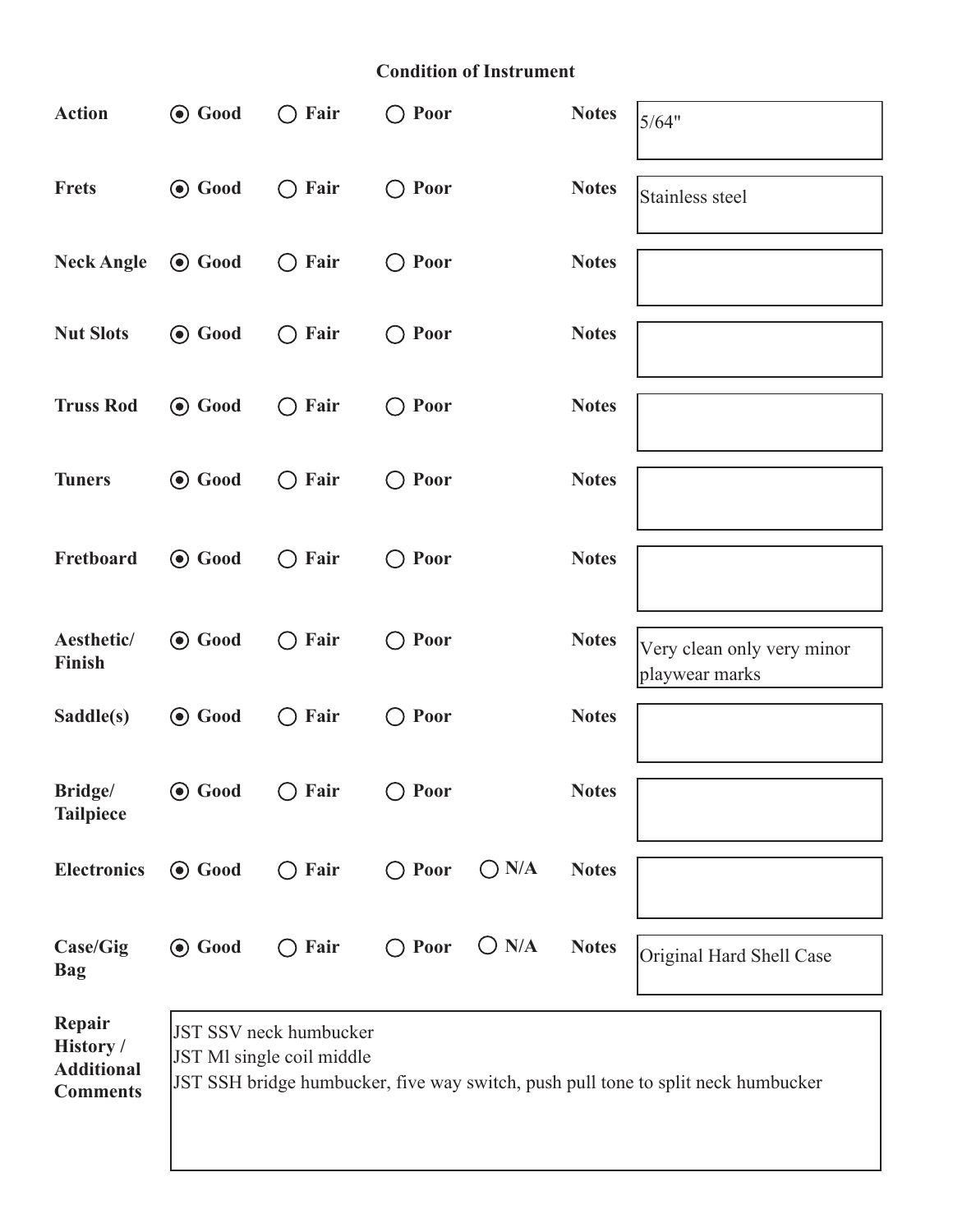### Condition of Instrument

| | Good | Fair | Poor | N/A | Notes |
|---|---|---|---|---|---|
| **Action** | ◉ | ○ | ○ | | 5/64" |
| **Frets** | ◉ | ○ | ○ | | Stainless steel |
| **Neck Angle** | ◉ | ○ | ○ | | |
| **Nut Slots** | ◉ | ○ | ○ | | |
| **Truss Rod** | ◉ | ○ | ○ | | |
| **Tuners** | ◉ | ○ | ○ | | |
| **Fretboard** | ◉ | ○ | ○ | | |
| **Aesthetic/ Finish** | ◉ | ○ | ○ | | Very clean only very minor playwear marks |
| **Saddle(s)** | ◉ | ○ | ○ | | |
| **Bridge/ Tailpiece** | ◉ | ○ | ○ | | |
| **Electronics** | ◉ | ○ | ○ | ○ | |
| **Case/Gig Bag** | ◉ | ○ | ○ | ○ | Original Hard Shell Case |

**Repair History / Additional Comments**

JST SSV neck humbucker
JST Ml single coil middle
JST SSH bridge humbucker, five way switch, push pull tone to split neck humbucker